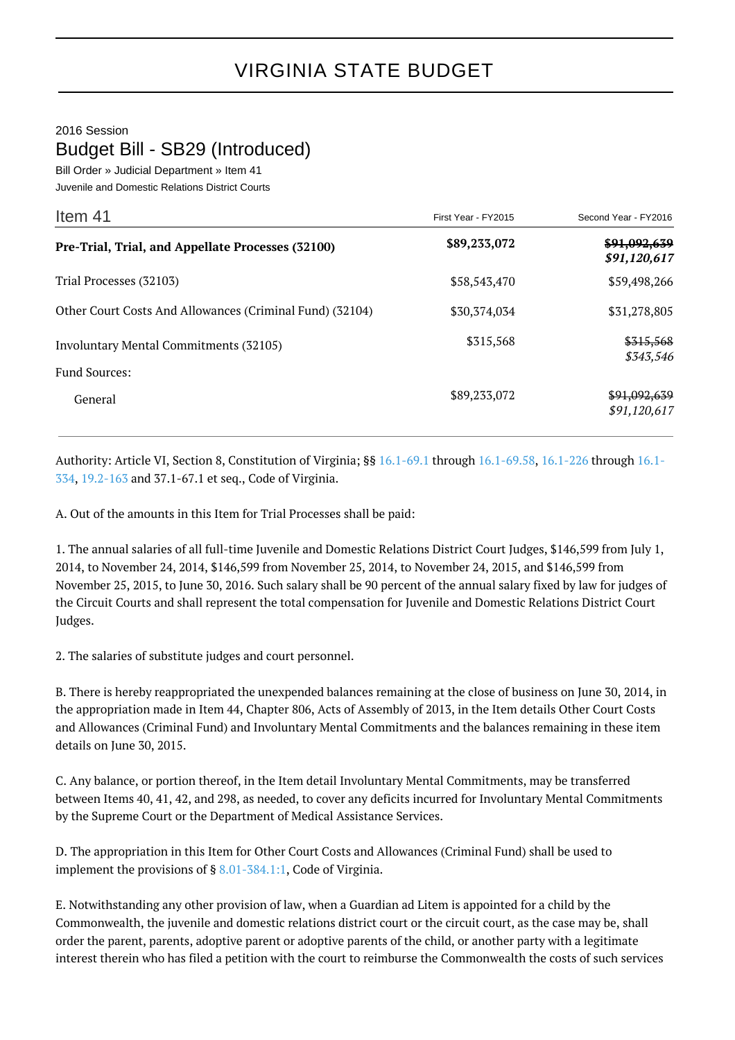# VIRGINIA STATE BUDGET

2016 Session

## Budget Bill - SB29 (Introduced)

Bill Order » Judicial Department » Item 41

Juvenile and Domestic Relations District Courts

| Item 41 | First Year - FY2015 | Second Year - FY2016 |
|---|---|---|
| **Pre-Trial, Trial, and Appellate Processes (32100)** | **$89,233,072** | ~~**$91,092,639**~~ ***$91,120,617*** |
| Trial Processes (32103) | $58,543,470 | $59,498,266 |
| Other Court Costs And Allowances (Criminal Fund) (32104) | $30,374,034 | $31,278,805 |
| Involuntary Mental Commitments (32105) | $315,568 | ~~$315,568~~ *$343,546* |
| Fund Sources: | | |
| General | $89,233,072 | ~~$91,092,639~~ *$91,120,617* |

Authority: Article VI, Section 8, Constitution of Virginia; §§ 16.1-69.1 through 16.1-69.58, 16.1-226 through 16.1-334, 19.2-163 and 37.1-67.1 et seq., Code of Virginia.

A. Out of the amounts in this Item for Trial Processes shall be paid:

1. The annual salaries of all full-time Juvenile and Domestic Relations District Court Judges, $146,599 from July 1, 2014, to November 24, 2014, $146,599 from November 25, 2014, to November 24, 2015, and $146,599 from November 25, 2015, to June 30, 2016. Such salary shall be 90 percent of the annual salary fixed by law for judges of the Circuit Courts and shall represent the total compensation for Juvenile and Domestic Relations District Court Judges.

2. The salaries of substitute judges and court personnel.

B. There is hereby reappropriated the unexpended balances remaining at the close of business on June 30, 2014, in the appropriation made in Item 44, Chapter 806, Acts of Assembly of 2013, in the Item details Other Court Costs and Allowances (Criminal Fund) and Involuntary Mental Commitments and the balances remaining in these item details on June 30, 2015.

C. Any balance, or portion thereof, in the Item detail Involuntary Mental Commitments, may be transferred between Items 40, 41, 42, and 298, as needed, to cover any deficits incurred for Involuntary Mental Commitments by the Supreme Court or the Department of Medical Assistance Services.

D. The appropriation in this Item for Other Court Costs and Allowances (Criminal Fund) shall be used to implement the provisions of § 8.01-384.1:1, Code of Virginia.

E. Notwithstanding any other provision of law, when a Guardian ad Litem is appointed for a child by the Commonwealth, the juvenile and domestic relations district court or the circuit court, as the case may be, shall order the parent, parents, adoptive parent or adoptive parents of the child, or another party with a legitimate interest therein who has filed a petition with the court to reimburse the Commonwealth the costs of such services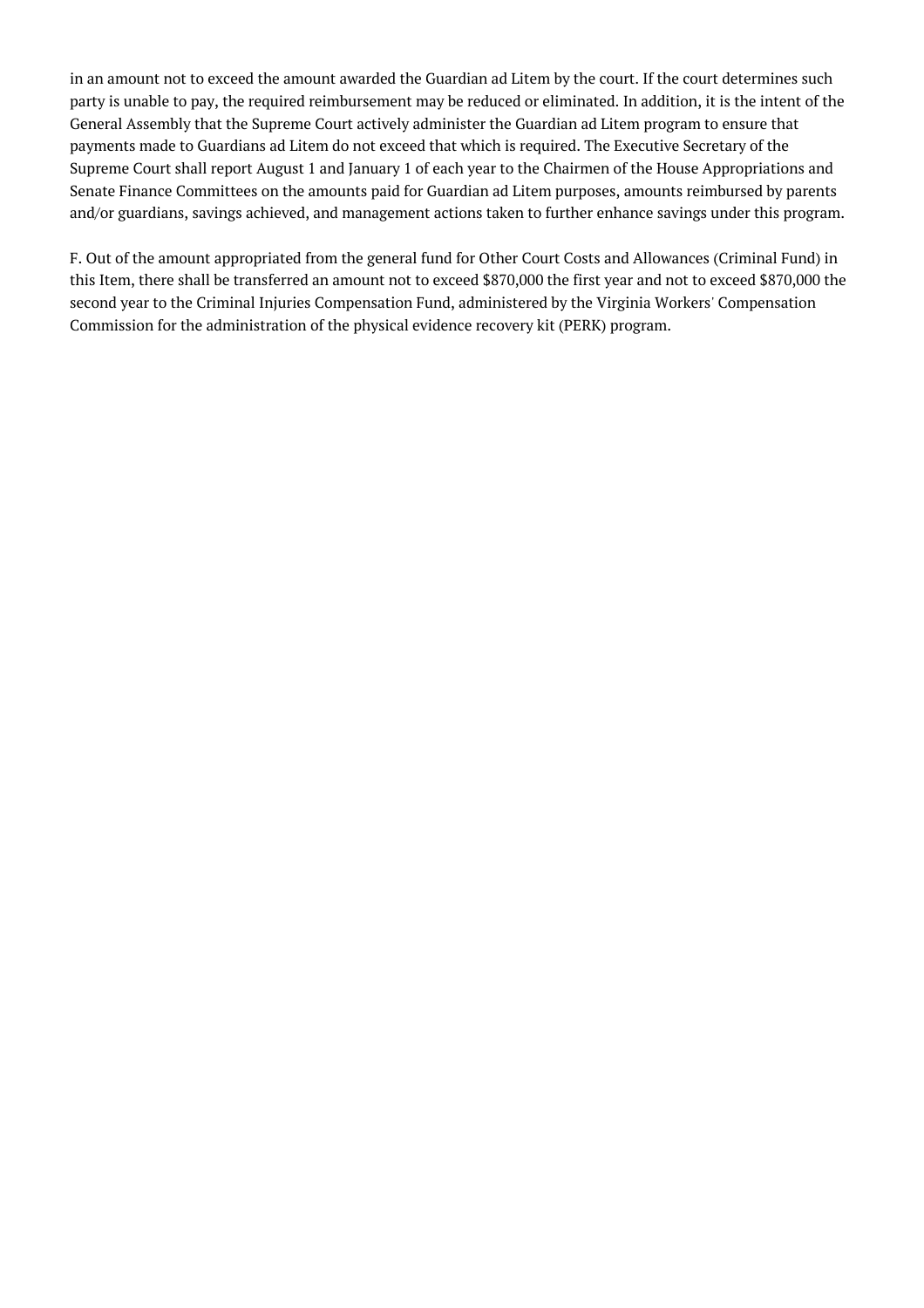in an amount not to exceed the amount awarded the Guardian ad Litem by the court. If the court determines such party is unable to pay, the required reimbursement may be reduced or eliminated. In addition, it is the intent of the General Assembly that the Supreme Court actively administer the Guardian ad Litem program to ensure that payments made to Guardians ad Litem do not exceed that which is required. The Executive Secretary of the Supreme Court shall report August 1 and January 1 of each year to the Chairmen of the House Appropriations and Senate Finance Committees on the amounts paid for Guardian ad Litem purposes, amounts reimbursed by parents and/or guardians, savings achieved, and management actions taken to further enhance savings under this program.

F. Out of the amount appropriated from the general fund for Other Court Costs and Allowances (Criminal Fund) in this Item, there shall be transferred an amount not to exceed $870,000 the first year and not to exceed $870,000 the second year to the Criminal Injuries Compensation Fund, administered by the Virginia Workers' Compensation Commission for the administration of the physical evidence recovery kit (PERK) program.